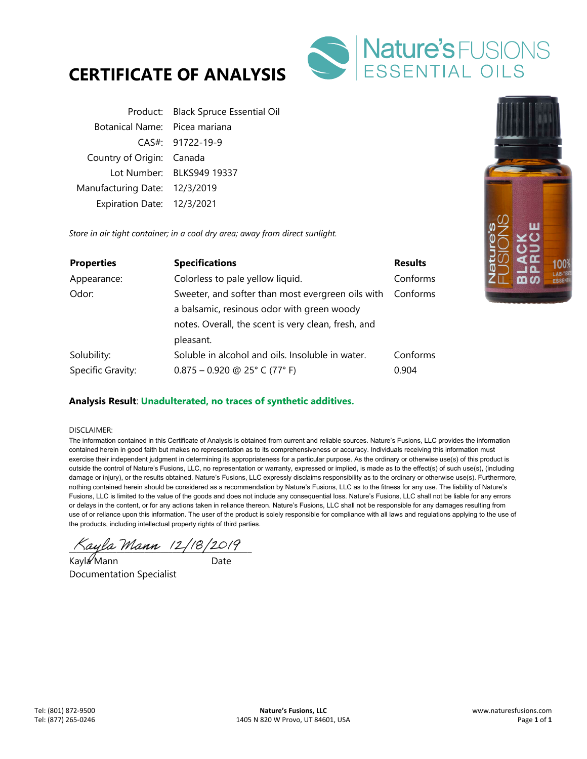# CERTIFICATE OF ANALYSIS

Nature's FUSIONS ESSENTIAL OILS

| | |
|---|---|
| Product: | Black Spruce Essential Oil |
| Botanical Name: | Picea mariana |
| CAS#: | 91722-19-9 |
| Country of Origin: | Canada |
| Lot Number: | BLKS949 19337 |
| Manufacturing Date: | 12/3/2019 |
| Expiration Date: | 12/3/2021 |

*Store in air tight container; in a cool dry area; away from direct sunlight.*

| **Properties** | **Specifications** | **Results** |
|---|---|---|
| Appearance: | Colorless to pale yellow liquid. | Conforms |
| Odor: | Sweeter, and softer than most evergreen oils with a balsamic, resinous odor with green woody notes. Overall, the scent is very clean, fresh, and pleasant. | Conforms |
| Solubility: | Soluble in alcohol and oils. Insoluble in water. | Conforms |
| Specific Gravity: | 0.875 – 0.920 @ 25° C (77° F) | 0.904 |

**Analysis Result**: **Unadulterated, no traces of synthetic additives.**

DISCLAIMER:

The information contained in this Certificate of Analysis is obtained from current and reliable sources. Nature's Fusions, LLC provides the information contained herein in good faith but makes no representation as to its comprehensiveness or accuracy. Individuals receiving this information must exercise their independent judgment in determining its appropriateness for a particular purpose. As the ordinary or otherwise use(s) of this product is outside the control of Nature's Fusions, LLC, no representation or warranty, expressed or implied, is made as to the effect(s) of such use(s), (including damage or injury), or the results obtained. Nature's Fusions, LLC expressly disclaims responsibility as to the ordinary or otherwise use(s). Furthermore, nothing contained herein should be considered as a recommendation by Nature's Fusions, LLC as to the fitness for any use. The liability of Nature's Fusions, LLC is limited to the value of the goods and does not include any consequential loss. Nature's Fusions, LLC shall not be liable for any errors or delays in the content, or for any actions taken in reliance thereon. Nature's Fusions, LLC shall not be responsible for any damages resulting from use of or reliance upon this information. The user of the product is solely responsible for compliance with all laws and regulations applying to the use of the products, including intellectual property rights of third parties.

Kayla Mann 12/18/2019

Kayla Mann — Date

Documentation Specialist

Tel: (801) 872-9500
Tel: (877) 265-0246

**Nature's Fusions, LLC**
1405 N 820 W Provo, UT 84601, USA

www.naturesfusions.com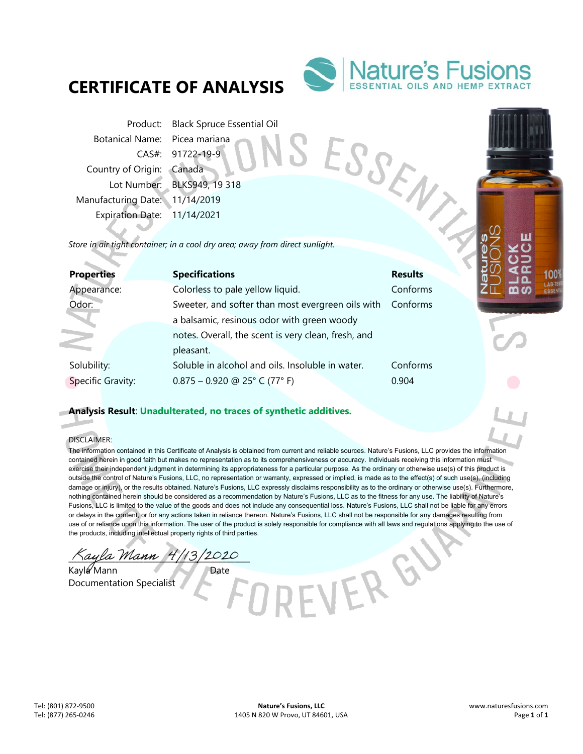# CERTIFICATE OF ANALYSIS

Nature's Fusions
ESSENTIAL OILS AND HEMP EXTRACT

| | |
|---|---|
| Product: | Black Spruce Essential Oil |
| Botanical Name: | Picea mariana |
| CAS#: | 91722-19-9 |
| Country of Origin: | Canada |
| Lot Number: | BLKS949, 19 318 |
| Manufacturing Date: | 11/14/2019 |
| Expiration Date: | 11/14/2021 |

*Store in air tight container; in a cool dry area; away from direct sunlight.*

| **Properties** | **Specifications** | **Results** |
|---|---|---|
| Appearance: | Colorless to pale yellow liquid. | Conforms |
| Odor: | Sweeter, and softer than most evergreen oils with a balsamic, resinous odor with green woody notes. Overall, the scent is very clean, fresh, and pleasant. | Conforms |
| Solubility: | Soluble in alcohol and oils. Insoluble in water. | Conforms |
| Specific Gravity: | 0.875 – 0.920 @ 25° C (77° F) | 0.904 |

**Analysis Result**: **Unadulterated, no traces of synthetic additives.**

DISCLAIMER:
The information contained in this Certificate of Analysis is obtained from current and reliable sources. Nature's Fusions, LLC provides the information contained herein in good faith but makes no representation as to its comprehensiveness or accuracy. Individuals receiving this information must exercise their independent judgment in determining its appropriateness for a particular purpose. As the ordinary or otherwise use(s) of this product is outside the control of Nature's Fusions, LLC, no representation or warranty, expressed or implied, is made as to the effect(s) of such use(s), (including damage or injury), or the results obtained. Nature's Fusions, LLC expressly disclaims responsibility as to the ordinary or otherwise use(s). Furthermore, nothing contained herein should be considered as a recommendation by Nature's Fusions, LLC as to the fitness for any use. The liability of Nature's Fusions, LLC is limited to the value of the goods and does not include any consequential loss. Nature's Fusions, LLC shall not be liable for any errors or delays in the content, or for any actions taken in reliance thereon. Nature's Fusions, LLC shall not be responsible for any damages resulting from use of or reliance upon this information. The user of the product is solely responsible for compliance with all laws and regulations applying to the use of the products, including intellectual property rights of third parties.

*Kayla Mann* 4/13/2020

Kayla Mann — Date
Documentation Specialist

Tel: (801) 872-9500
Tel: (877) 265-0246

**Nature's Fusions, LLC**
1405 N 820 W Provo, UT 84601, USA

www.naturesfusions.com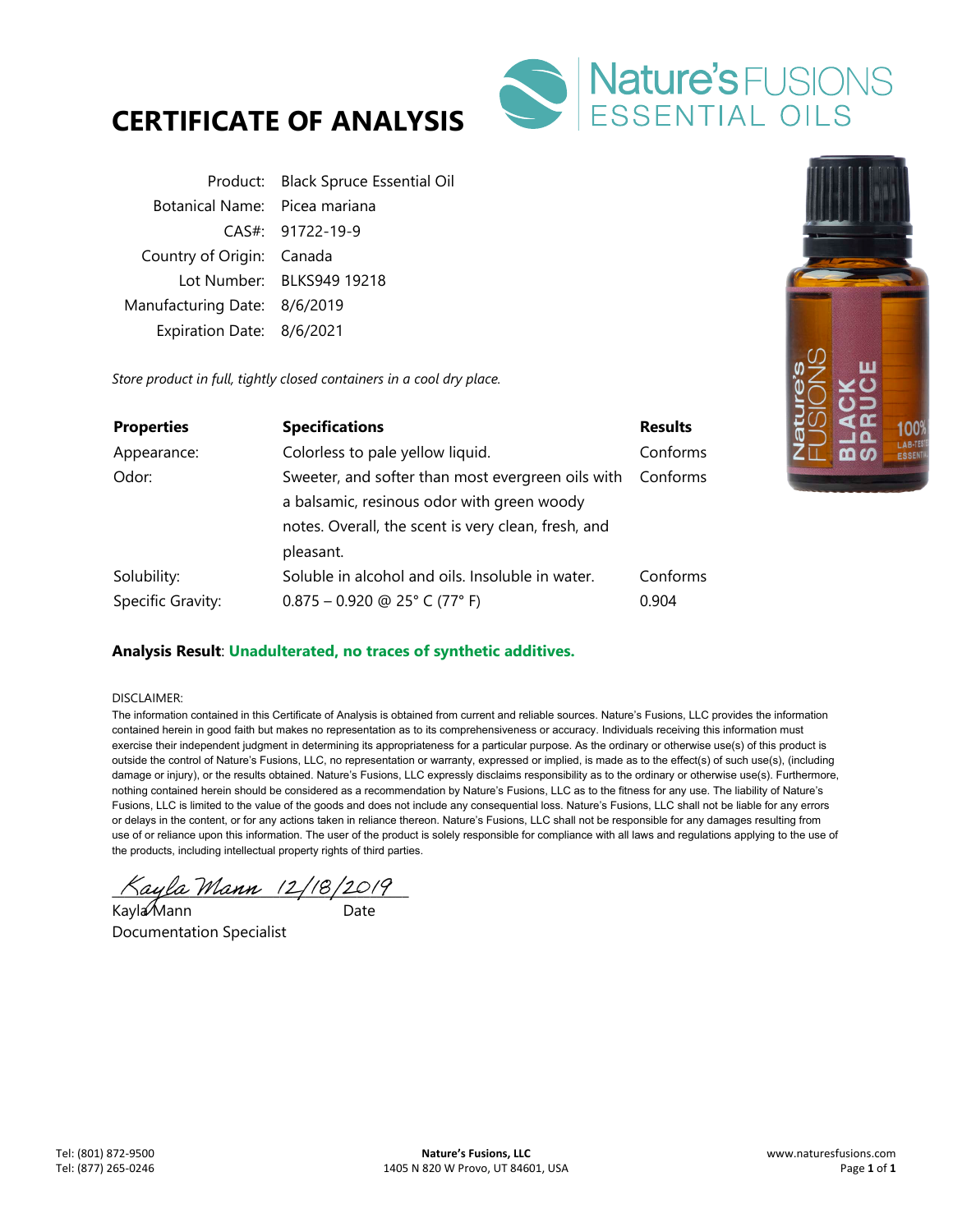# CERTIFICATE OF ANALYSIS

Nature's FUSIONS ESSENTIAL OILS

| | |
|---|---|
| Product: | Black Spruce Essential Oil |
| Botanical Name: | Picea mariana |
| CAS#: | 91722-19-9 |
| Country of Origin: | Canada |
| Lot Number: | BLKS949 19218 |
| Manufacturing Date: | 8/6/2019 |
| Expiration Date: | 8/6/2021 |

*Store product in full, tightly closed containers in a cool dry place.*

| Properties | Specifications | Results |
|---|---|---|
| Appearance: | Colorless to pale yellow liquid. | Conforms |
| Odor: | Sweeter, and softer than most evergreen oils with a balsamic, resinous odor with green woody notes. Overall, the scent is very clean, fresh, and pleasant. | Conforms |
| Solubility: | Soluble in alcohol and oils. Insoluble in water. | Conforms |
| Specific Gravity: | 0.875 – 0.920 @ 25° C (77° F) | 0.904 |

**Analysis Result**: **Unadulterated, no traces of synthetic additives.**

DISCLAIMER:
The information contained in this Certificate of Analysis is obtained from current and reliable sources. Nature's Fusions, LLC provides the information contained herein in good faith but makes no representation as to its comprehensiveness or accuracy. Individuals receiving this information must exercise their independent judgment in determining its appropriateness for a particular purpose. As the ordinary or otherwise use(s) of this product is outside the control of Nature's Fusions, LLC, no representation or warranty, expressed or implied, is made as to the effect(s) of such use(s), (including damage or injury), or the results obtained. Nature's Fusions, LLC expressly disclaims responsibility as to the ordinary or otherwise use(s). Furthermore, nothing contained herein should be considered as a recommendation by Nature's Fusions, LLC as to the fitness for any use. The liability of Nature's Fusions, LLC is limited to the value of the goods and does not include any consequential loss. Nature's Fusions, LLC shall not be liable for any errors or delays in the content, or for any actions taken in reliance thereon. Nature's Fusions, LLC shall not be responsible for any damages resulting from use of or reliance upon this information. The user of the product is solely responsible for compliance with all laws and regulations applying to the use of the products, including intellectual property rights of third parties.

*Kayla Mann 12/18/2019*

Kayla Mann — Date

Documentation Specialist

Tel: (801) 872-9500
Tel: (877) 265-0246

**Nature's Fusions, LLC**
1405 N 820 W Provo, UT 84601, USA

www.naturesfusions.com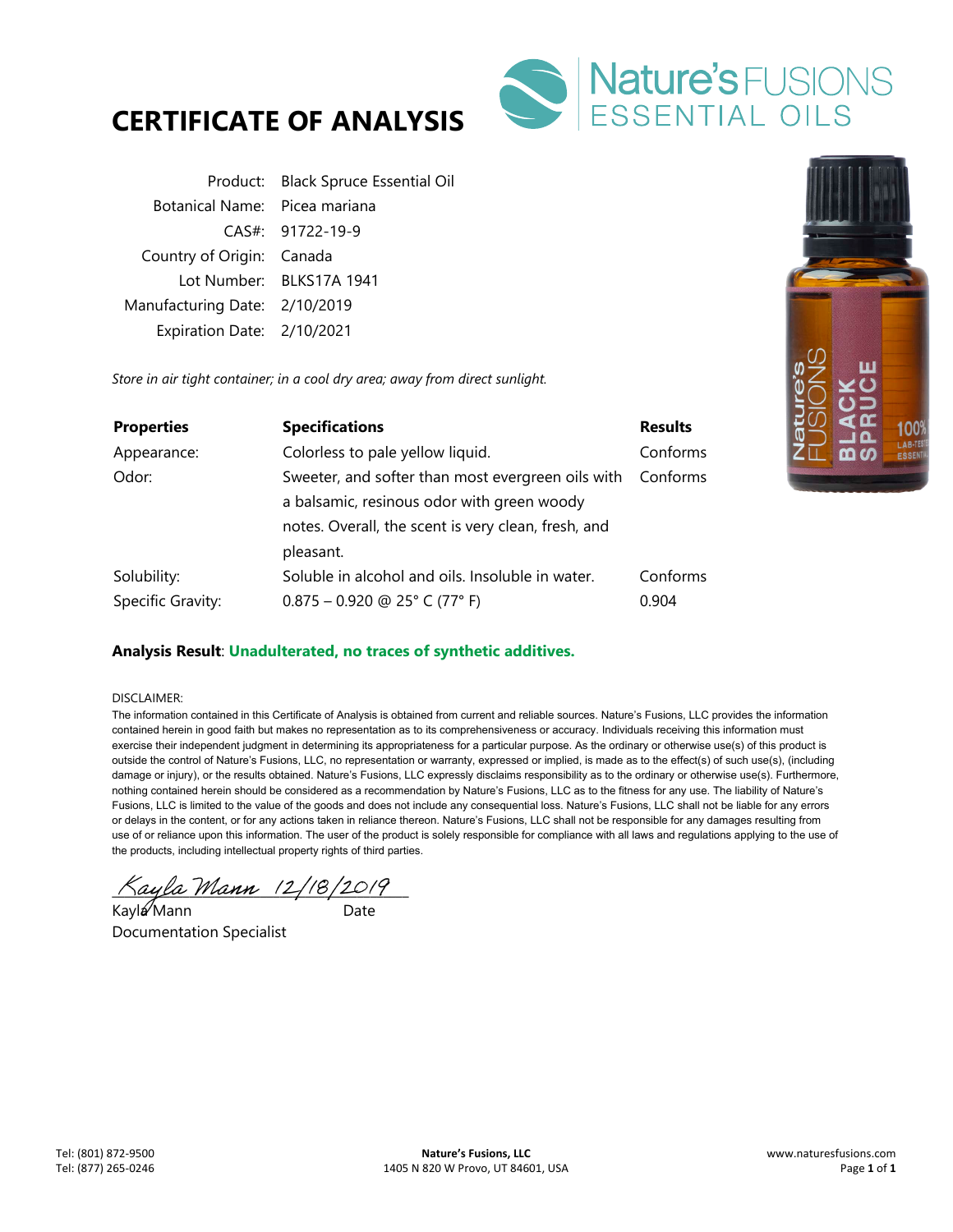# CERTIFICATE OF ANALYSIS

Nature's FUSIONS ESSENTIAL OILS

| | |
|---|---|
| Product: | Black Spruce Essential Oil |
| Botanical Name: | Picea mariana |
| CAS#: | 91722-19-9 |
| Country of Origin: | Canada |
| Lot Number: | BLKS17A 1941 |
| Manufacturing Date: | 2/10/2019 |
| Expiration Date: | 2/10/2021 |

*Store in air tight container; in a cool dry area; away from direct sunlight.*

| **Properties** | **Specifications** | **Results** |
|---|---|---|
| Appearance: | Colorless to pale yellow liquid. | Conforms |
| Odor: | Sweeter, and softer than most evergreen oils with a balsamic, resinous odor with green woody notes. Overall, the scent is very clean, fresh, and pleasant. | Conforms |
| Solubility: | Soluble in alcohol and oils. Insoluble in water. | Conforms |
| Specific Gravity: | 0.875 – 0.920 @ 25° C (77° F) | 0.904 |

**Analysis Result**: **Unadulterated, no traces of synthetic additives.**

DISCLAIMER:

The information contained in this Certificate of Analysis is obtained from current and reliable sources. Nature's Fusions, LLC provides the information contained herein in good faith but makes no representation as to its comprehensiveness or accuracy. Individuals receiving this information must exercise their independent judgment in determining its appropriateness for a particular purpose. As the ordinary or otherwise use(s) of this product is outside the control of Nature's Fusions, LLC, no representation or warranty, expressed or implied, is made as to the effect(s) of such use(s), (including damage or injury), or the results obtained. Nature's Fusions, LLC expressly disclaims responsibility as to the ordinary or otherwise use(s). Furthermore, nothing contained herein should be considered as a recommendation by Nature's Fusions, LLC as to the fitness for any use. The liability of Nature's Fusions, LLC is limited to the value of the goods and does not include any consequential loss. Nature's Fusions, LLC shall not be liable for any errors or delays in the content, or for any actions taken in reliance thereon. Nature's Fusions, LLC shall not be responsible for any damages resulting from use of or reliance upon this information. The user of the product is solely responsible for compliance with all laws and regulations applying to the use of the products, including intellectual property rights of third parties.

Kayla Mann 12/18/2019

Kayla Mann — Date

Documentation Specialist

Tel: (801) 872-9500
Tel: (877) 265-0246

**Nature's Fusions, LLC**
1405 N 820 W Provo, UT 84601, USA

www.naturesfusions.com